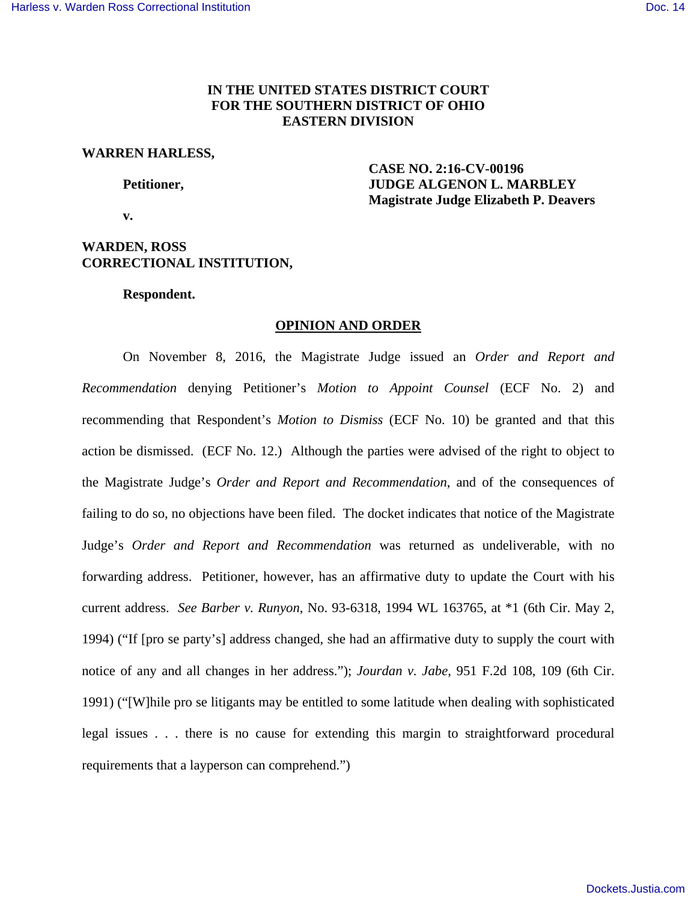**IN THE UNITED STATES DISTRICT COURT**
**FOR THE SOUTHERN DISTRICT OF OHIO**
**EASTERN DIVISION**

**WARREN HARLESS,**

**Petitioner,**

**v.**

**WARDEN, ROSS CORRECTIONAL INSTITUTION,**

**Respondent.**

**CASE NO. 2:16-CV-00196**
**JUDGE ALGENON L. MARBLEY**
**Magistrate Judge Elizabeth P. Deavers**

## OPINION AND ORDER

On November 8, 2016, the Magistrate Judge issued an *Order and Report and Recommendation* denying Petitioner's *Motion to Appoint Counsel* (ECF No. 2) and recommending that Respondent's *Motion to Dismiss* (ECF No. 10) be granted and that this action be dismissed. (ECF No. 12.) Although the parties were advised of the right to object to the Magistrate Judge's *Order and Report and Recommendation*, and of the consequences of failing to do so, no objections have been filed. The docket indicates that notice of the Magistrate Judge's *Order and Report and Recommendation* was returned as undeliverable, with no forwarding address. Petitioner, however, has an affirmative duty to update the Court with his current address. *See Barber v. Runyon*, No. 93-6318, 1994 WL 163765, at *1 (6th Cir. May 2, 1994) ("If [pro se party's] address changed, she had an affirmative duty to supply the court with notice of any and all changes in her address."); *Jourdan v. Jabe*, 951 F.2d 108, 109 (6th Cir. 1991) ("[W]hile pro se litigants may be entitled to some latitude when dealing with sophisticated legal issues . . . there is no cause for extending this margin to straightforward procedural requirements that a layperson can comprehend.")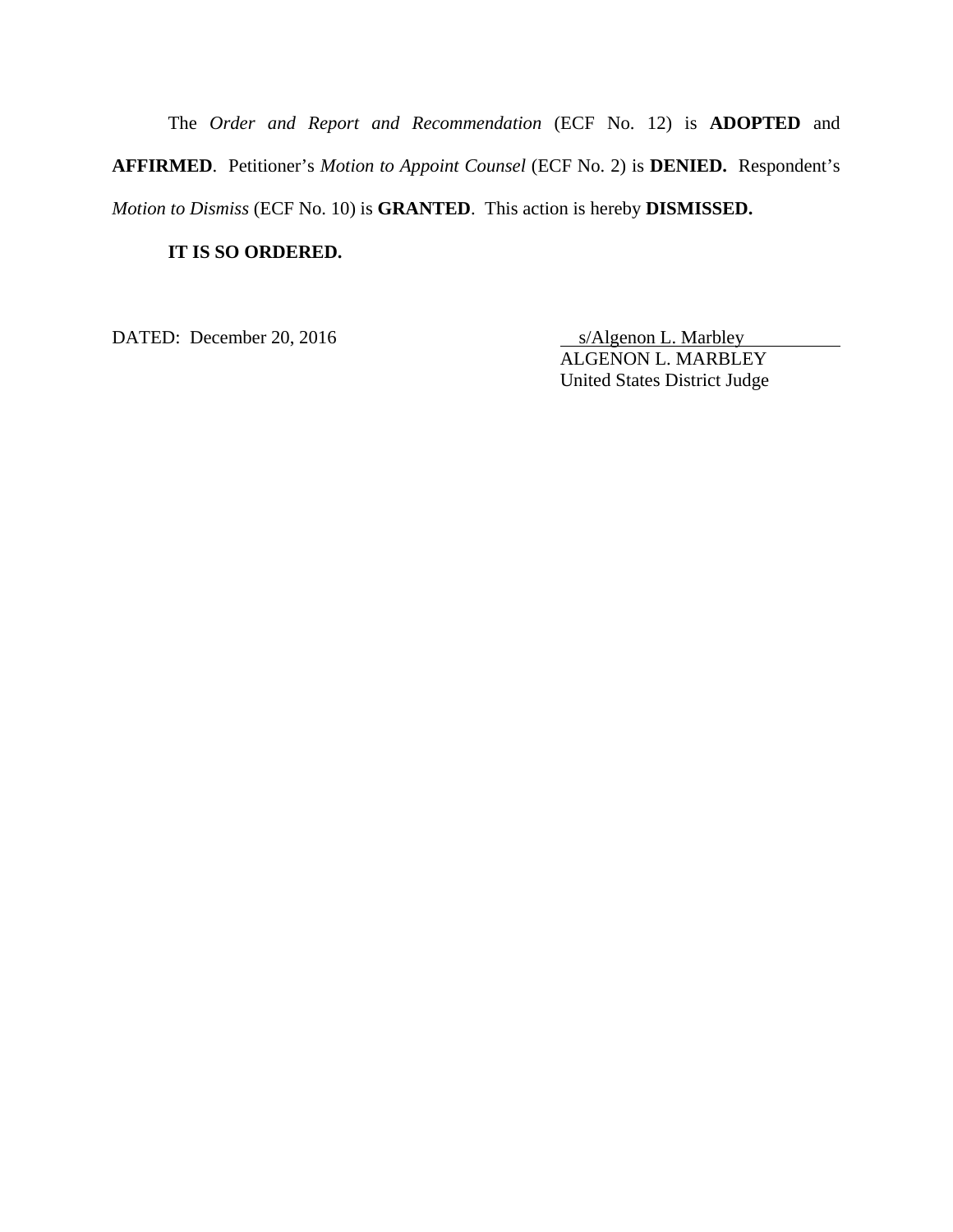The *Order and Report and Recommendation* (ECF No. 12) is **ADOPTED** and **AFFIRMED**. Petitioner's *Motion to Appoint Counsel* (ECF No. 2) is **DENIED.** Respondent's *Motion to Dismiss* (ECF No. 10) is **GRANTED**. This action is hereby **DISMISSED.**

**IT IS SO ORDERED.**

DATED: December 20, 2016

s/Algenon L. Marbley
ALGENON L. MARBLEY
United States District Judge